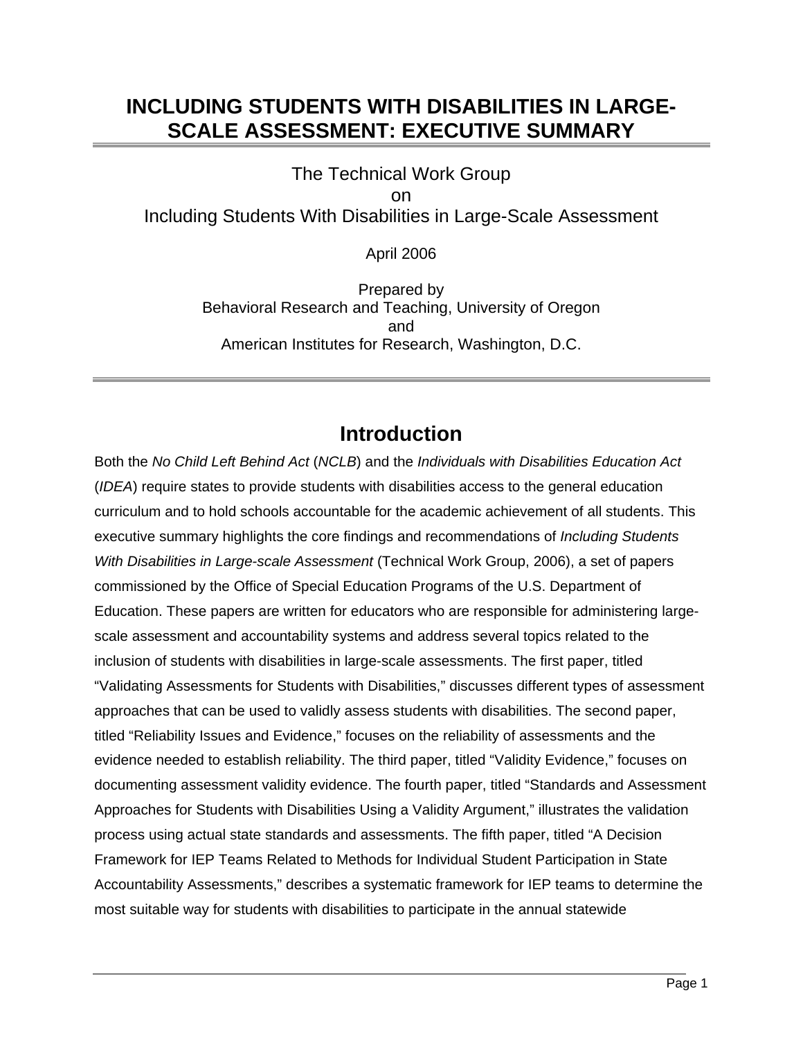# INCLUDING STUDENTS WITH DISABILITIES IN LARGE-SCALE ASSESSMENT: EXECUTIVE SUMMARY

The Technical Work Group
on
Including Students With Disabilities in Large-Scale Assessment

April 2006

Prepared by
Behavioral Research and Teaching, University of Oregon
and
American Institutes for Research, Washington, D.C.

## Introduction

Both the *No Child Left Behind Act* (*NCLB*) and the *Individuals with Disabilities Education Act* (*IDEA*) require states to provide students with disabilities access to the general education curriculum and to hold schools accountable for the academic achievement of all students. This executive summary highlights the core findings and recommendations of *Including Students With Disabilities in Large-scale Assessment* (Technical Work Group, 2006), a set of papers commissioned by the Office of Special Education Programs of the U.S. Department of Education. These papers are written for educators who are responsible for administering large-scale assessment and accountability systems and address several topics related to the inclusion of students with disabilities in large-scale assessments. The first paper, titled "Validating Assessments for Students with Disabilities," discusses different types of assessment approaches that can be used to validly assess students with disabilities. The second paper, titled "Reliability Issues and Evidence," focuses on the reliability of assessments and the evidence needed to establish reliability. The third paper, titled "Validity Evidence," focuses on documenting assessment validity evidence. The fourth paper, titled "Standards and Assessment Approaches for Students with Disabilities Using a Validity Argument," illustrates the validation process using actual state standards and assessments. The fifth paper, titled "A Decision Framework for IEP Teams Related to Methods for Individual Student Participation in State Accountability Assessments," describes a systematic framework for IEP teams to determine the most suitable way for students with disabilities to participate in the annual statewide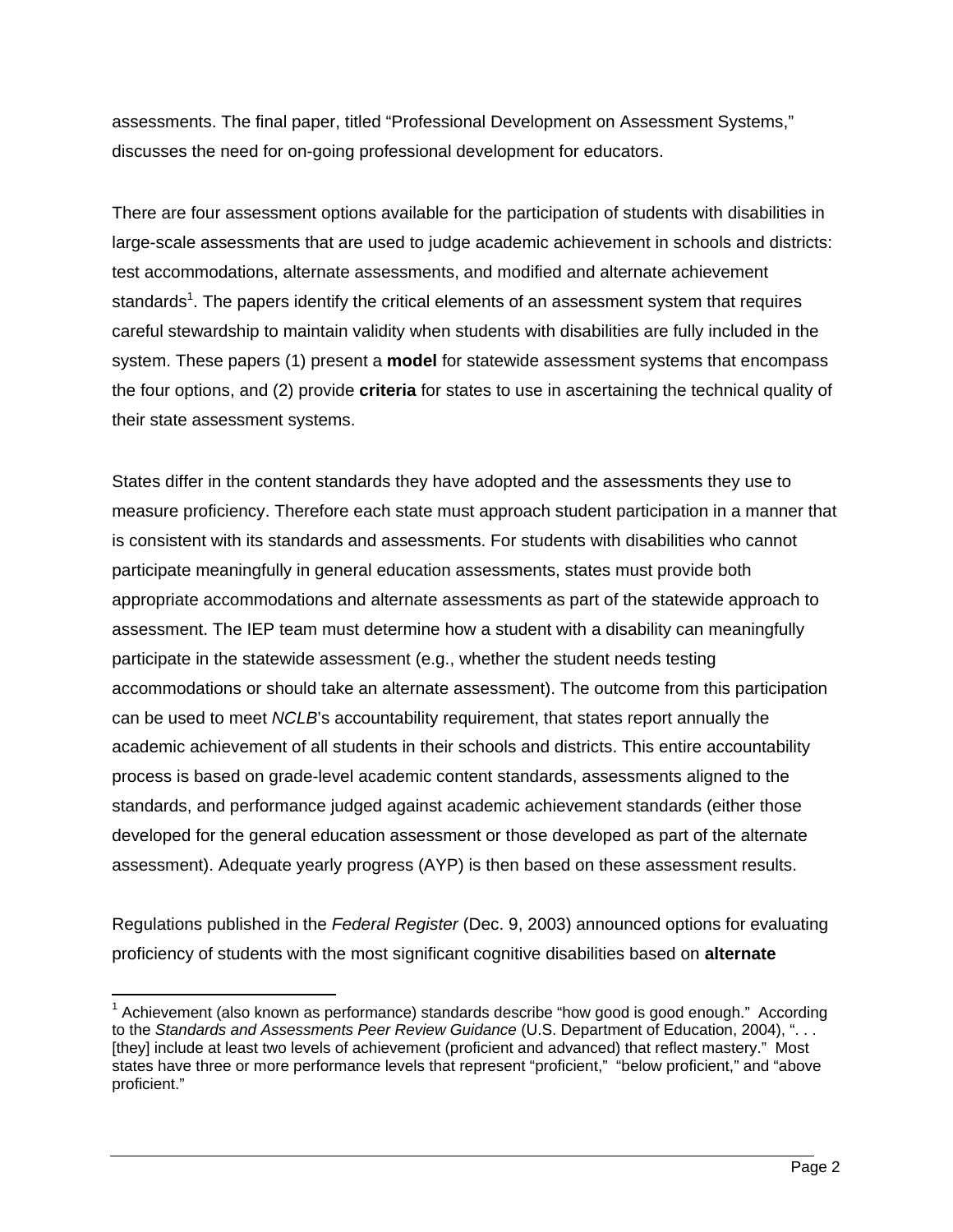assessments. The final paper, titled "Professional Development on Assessment Systems," discusses the need for on-going professional development for educators.

There are four assessment options available for the participation of students with disabilities in large-scale assessments that are used to judge academic achievement in schools and districts: test accommodations, alternate assessments, and modified and alternate achievement standards[1]. The papers identify the critical elements of an assessment system that requires careful stewardship to maintain validity when students with disabilities are fully included in the system. These papers (1) present a **model** for statewide assessment systems that encompass the four options, and (2) provide **criteria** for states to use in ascertaining the technical quality of their state assessment systems.

States differ in the content standards they have adopted and the assessments they use to measure proficiency. Therefore each state must approach student participation in a manner that is consistent with its standards and assessments. For students with disabilities who cannot participate meaningfully in general education assessments, states must provide both appropriate accommodations and alternate assessments as part of the statewide approach to assessment. The IEP team must determine how a student with a disability can meaningfully participate in the statewide assessment (e.g., whether the student needs testing accommodations or should take an alternate assessment). The outcome from this participation can be used to meet *NCLB*'s accountability requirement, that states report annually the academic achievement of all students in their schools and districts. This entire accountability process is based on grade-level academic content standards, assessments aligned to the standards, and performance judged against academic achievement standards (either those developed for the general education assessment or those developed as part of the alternate assessment). Adequate yearly progress (AYP) is then based on these assessment results.

Regulations published in the *Federal Register* (Dec. 9, 2003) announced options for evaluating proficiency of students with the most significant cognitive disabilities based on **alternate**

---

[1] Achievement (also known as performance) standards describe "how good is good enough." According to the *Standards and Assessments Peer Review Guidance* (U.S. Department of Education, 2004), ". . . [they] include at least two levels of achievement (proficient and advanced) that reflect mastery." Most states have three or more performance levels that represent "proficient," "below proficient," and "above proficient."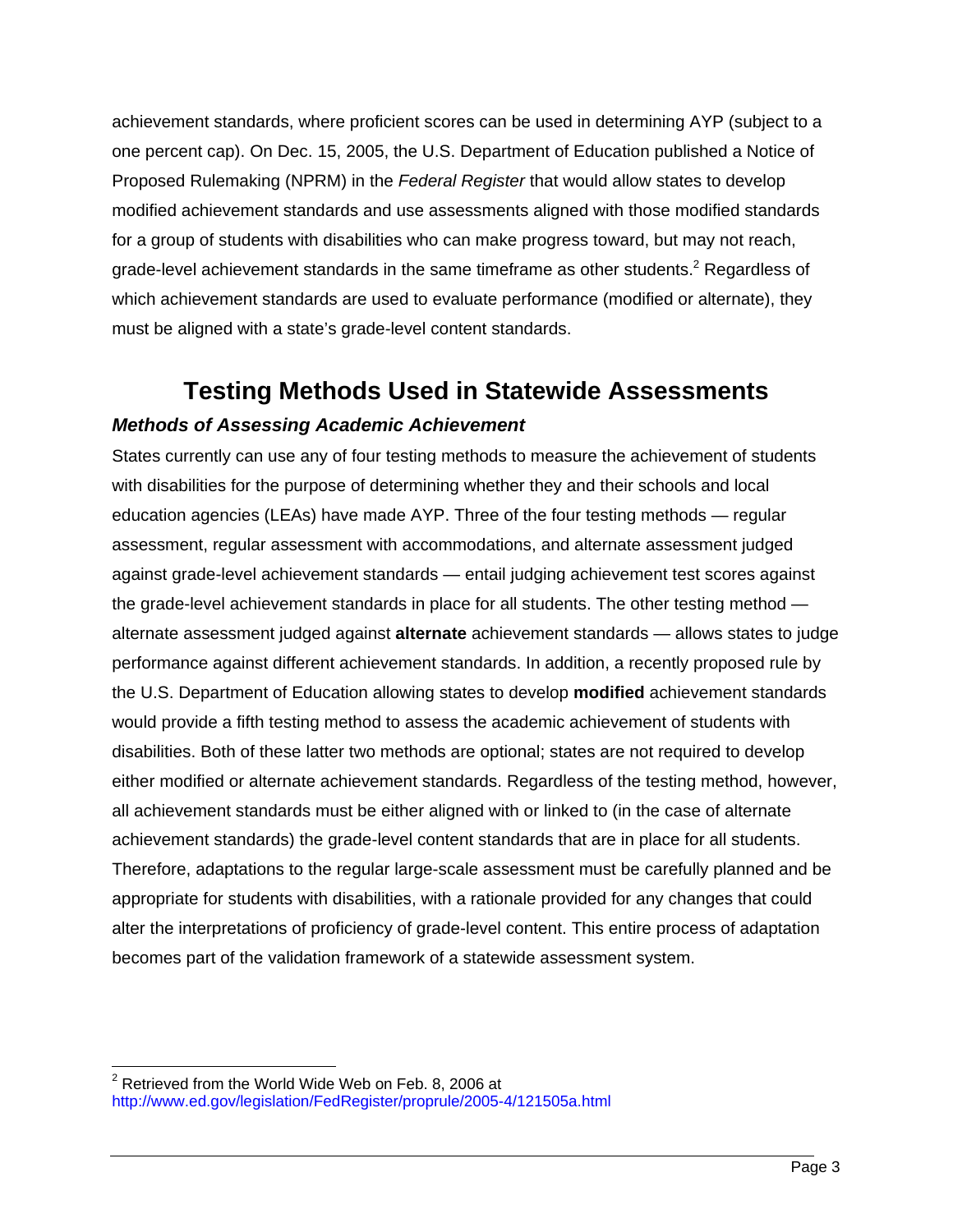achievement standards, where proficient scores can be used in determining AYP (subject to a one percent cap). On Dec. 15, 2005, the U.S. Department of Education published a Notice of Proposed Rulemaking (NPRM) in the *Federal Register* that would allow states to develop modified achievement standards and use assessments aligned with those modified standards for a group of students with disabilities who can make progress toward, but may not reach, grade-level achievement standards in the same timeframe as other students.[2] Regardless of which achievement standards are used to evaluate performance (modified or alternate), they must be aligned with a state's grade-level content standards.

# Testing Methods Used in Statewide Assessments

### *Methods of Assessing Academic Achievement*

States currently can use any of four testing methods to measure the achievement of students with disabilities for the purpose of determining whether they and their schools and local education agencies (LEAs) have made AYP. Three of the four testing methods — regular assessment, regular assessment with accommodations, and alternate assessment judged against grade-level achievement standards — entail judging achievement test scores against the grade-level achievement standards in place for all students. The other testing method — alternate assessment judged against **alternate** achievement standards — allows states to judge performance against different achievement standards. In addition, a recently proposed rule by the U.S. Department of Education allowing states to develop **modified** achievement standards would provide a fifth testing method to assess the academic achievement of students with disabilities. Both of these latter two methods are optional; states are not required to develop either modified or alternate achievement standards. Regardless of the testing method, however, all achievement standards must be either aligned with or linked to (in the case of alternate achievement standards) the grade-level content standards that are in place for all students. Therefore, adaptations to the regular large-scale assessment must be carefully planned and be appropriate for students with disabilities, with a rationale provided for any changes that could alter the interpretations of proficiency of grade-level content. This entire process of adaptation becomes part of the validation framework of a statewide assessment system.

---

[2] Retrieved from the World Wide Web on Feb. 8, 2006 at http://www.ed.gov/legislation/FedRegister/proprule/2005-4/121505a.html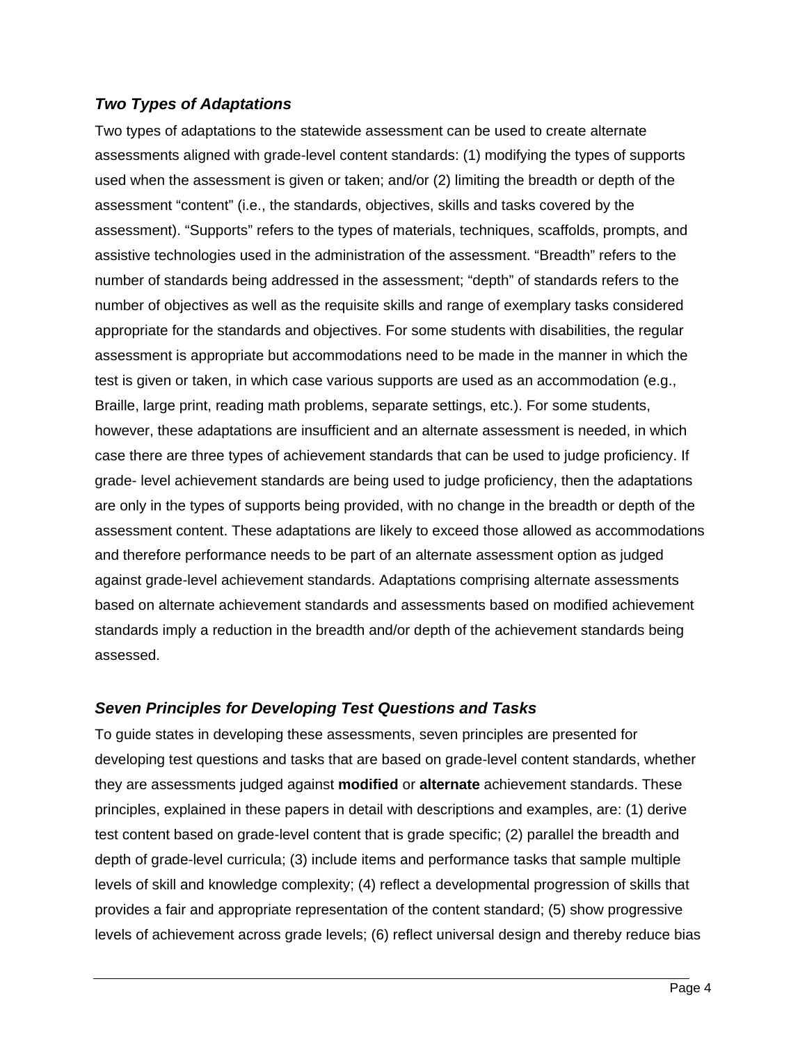### *Two Types of Adaptations*

Two types of adaptations to the statewide assessment can be used to create alternate assessments aligned with grade-level content standards: (1) modifying the types of supports used when the assessment is given or taken; and/or (2) limiting the breadth or depth of the assessment “content” (i.e., the standards, objectives, skills and tasks covered by the assessment). “Supports” refers to the types of materials, techniques, scaffolds, prompts, and assistive technologies used in the administration of the assessment. “Breadth” refers to the number of standards being addressed in the assessment; “depth” of standards refers to the number of objectives as well as the requisite skills and range of exemplary tasks considered appropriate for the standards and objectives. For some students with disabilities, the regular assessment is appropriate but accommodations need to be made in the manner in which the test is given or taken, in which case various supports are used as an accommodation (e.g., Braille, large print, reading math problems, separate settings, etc.). For some students, however, these adaptations are insufficient and an alternate assessment is needed, in which case there are three types of achievement standards that can be used to judge proficiency. If grade- level achievement standards are being used to judge proficiency, then the adaptations are only in the types of supports being provided, with no change in the breadth or depth of the assessment content. These adaptations are likely to exceed those allowed as accommodations and therefore performance needs to be part of an alternate assessment option as judged against grade-level achievement standards. Adaptations comprising alternate assessments based on alternate achievement standards and assessments based on modified achievement standards imply a reduction in the breadth and/or depth of the achievement standards being assessed.

### *Seven Principles for Developing Test Questions and Tasks*

To guide states in developing these assessments, seven principles are presented for developing test questions and tasks that are based on grade-level content standards, whether they are assessments judged against **modified** or **alternate** achievement standards. These principles, explained in these papers in detail with descriptions and examples, are: (1) derive test content based on grade-level content that is grade specific; (2) parallel the breadth and depth of grade-level curricula; (3) include items and performance tasks that sample multiple levels of skill and knowledge complexity; (4) reflect a developmental progression of skills that provides a fair and appropriate representation of the content standard; (5) show progressive levels of achievement across grade levels; (6) reflect universal design and thereby reduce bias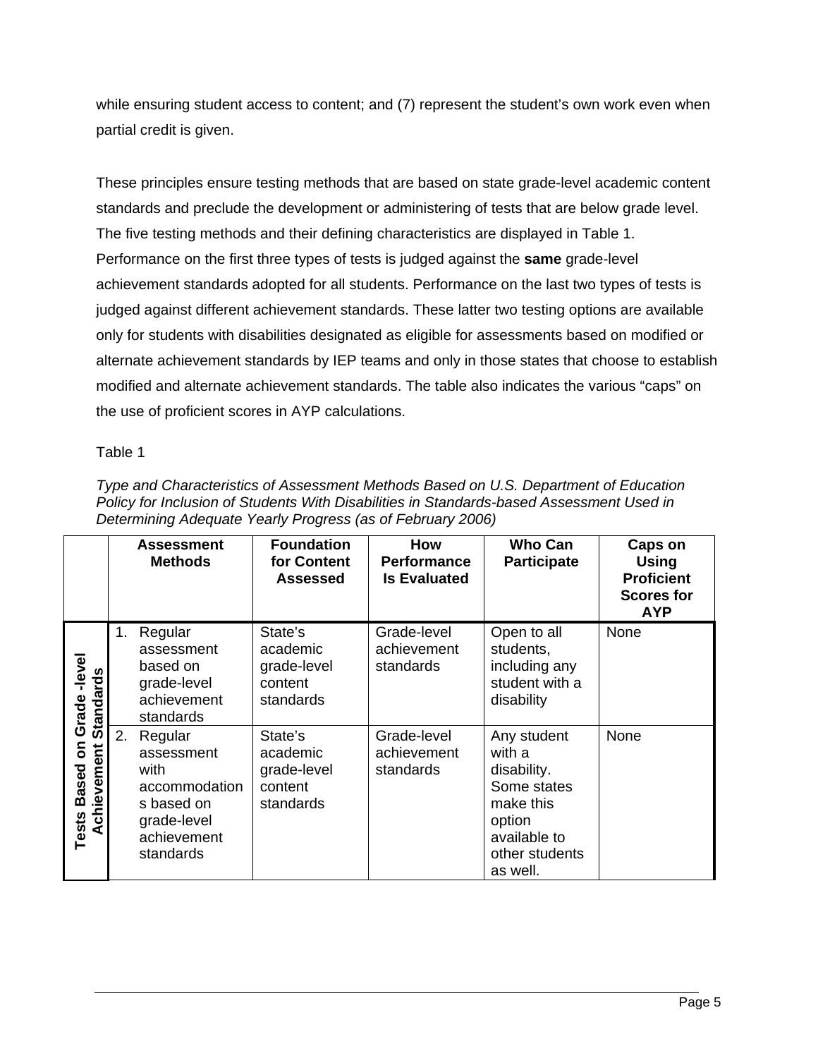while ensuring student access to content; and (7) represent the student's own work even when partial credit is given.

These principles ensure testing methods that are based on state grade-level academic content standards and preclude the development or administering of tests that are below grade level. The five testing methods and their defining characteristics are displayed in Table 1. Performance on the first three types of tests is judged against the **same** grade-level achievement standards adopted for all students. Performance on the last two types of tests is judged against different achievement standards. These latter two testing options are available only for students with disabilities designated as eligible for assessments based on modified or alternate achievement standards by IEP teams and only in those states that choose to establish modified and alternate achievement standards. The table also indicates the various "caps" on the use of proficient scores in AYP calculations.

Table 1

*Type and Characteristics of Assessment Methods Based on U.S. Department of Education Policy for Inclusion of Students With Disabilities in Standards-based Assessment Used in Determining Adequate Yearly Progress (as of February 2006)*

| | **Assessment Methods** | **Foundation for Content Assessed** | **How Performance Is Evaluated** | **Who Can Participate** | **Caps on Using Proficient Scores for AYP** |
|---|---|---|---|---|---|
| **Tests Based on Grade-level Achievement Standards** | 1. Regular assessment based on grade-level achievement standards | State's academic grade-level content standards | Grade-level achievement standards | Open to all students, including any student with a disability | None |
| | 2. Regular assessment with accommodations based on grade-level achievement standards | State's academic grade-level content standards | Grade-level achievement standards | Any student with a disability. Some states make this option available to other students as well. | None |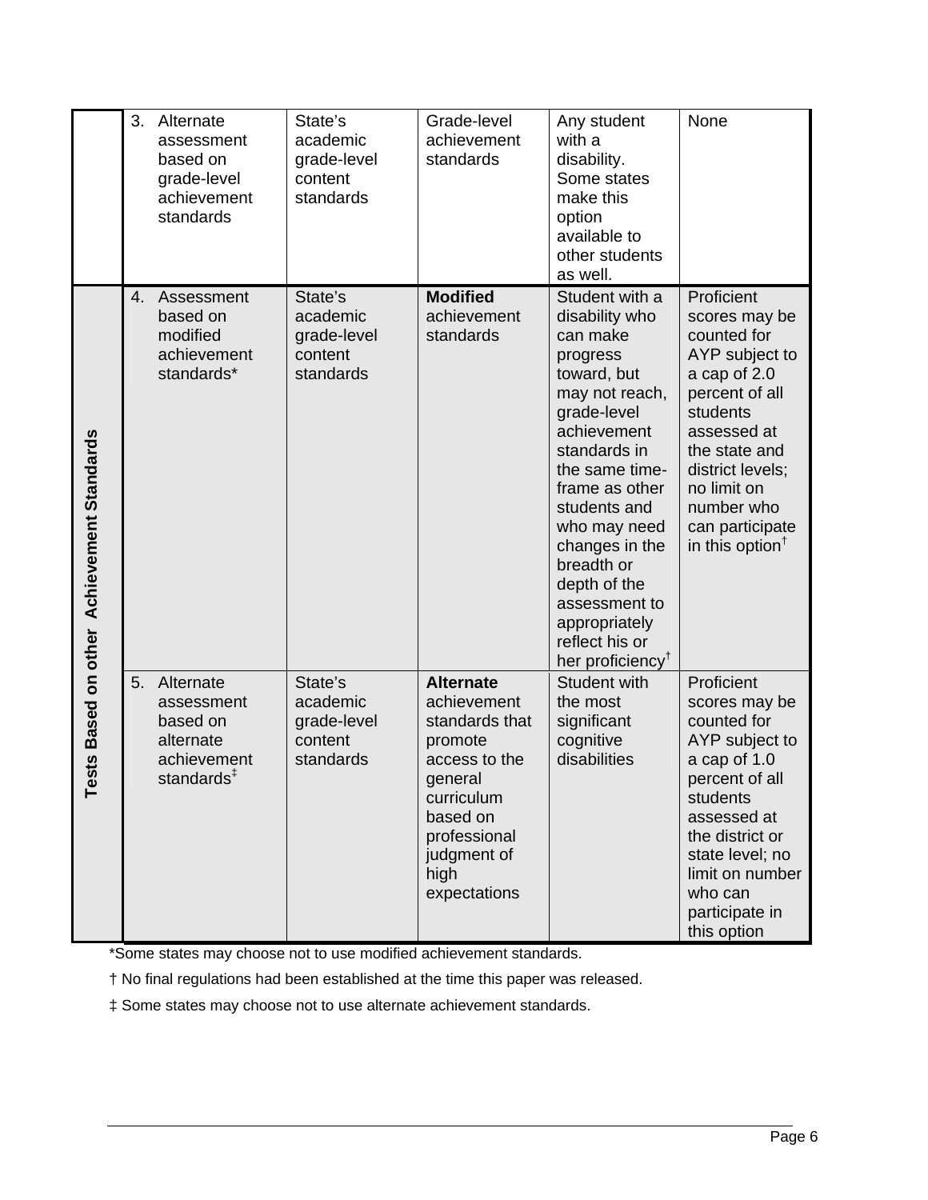|  | Assessment | Content standards | Achievement standards | Eligible students | Limits on counting proficient scores |
|---|---|---|---|---|---|
|  | 3. Alternate assessment based on grade-level achievement standards | State's academic grade-level content standards | Grade-level achievement standards | Any student with a disability. Some states make this option available to other students as well. | None |
| Tests Based on other Achievement Standards | 4. Assessment based on modified achievement standards* | State's academic grade-level content standards | **Modified** achievement standards | Student with a disability who can make progress toward, but may not reach, grade-level achievement standards in the same time-frame as other students and who may need changes in the breadth or depth of the assessment to appropriately reflect his or her proficiency† | Proficient scores may be counted for AYP subject to a cap of 2.0 percent of all students assessed at the state and district levels; no limit on number who can participate in this option† |
| Tests Based on other Achievement Standards | 5. Alternate assessment based on alternate achievement standards‡ | State's academic grade-level content standards | **Alternate** achievement standards that promote access to the general curriculum based on professional judgment of high expectations | Student with the most significant cognitive disabilities | Proficient scores may be counted for AYP subject to a cap of 1.0 percent of all students assessed at the district or state level; no limit on number who can participate in this option |

*Some states may choose not to use modified achievement standards.

† No final regulations had been established at the time this paper was released.

‡ Some states may choose not to use alternate achievement standards.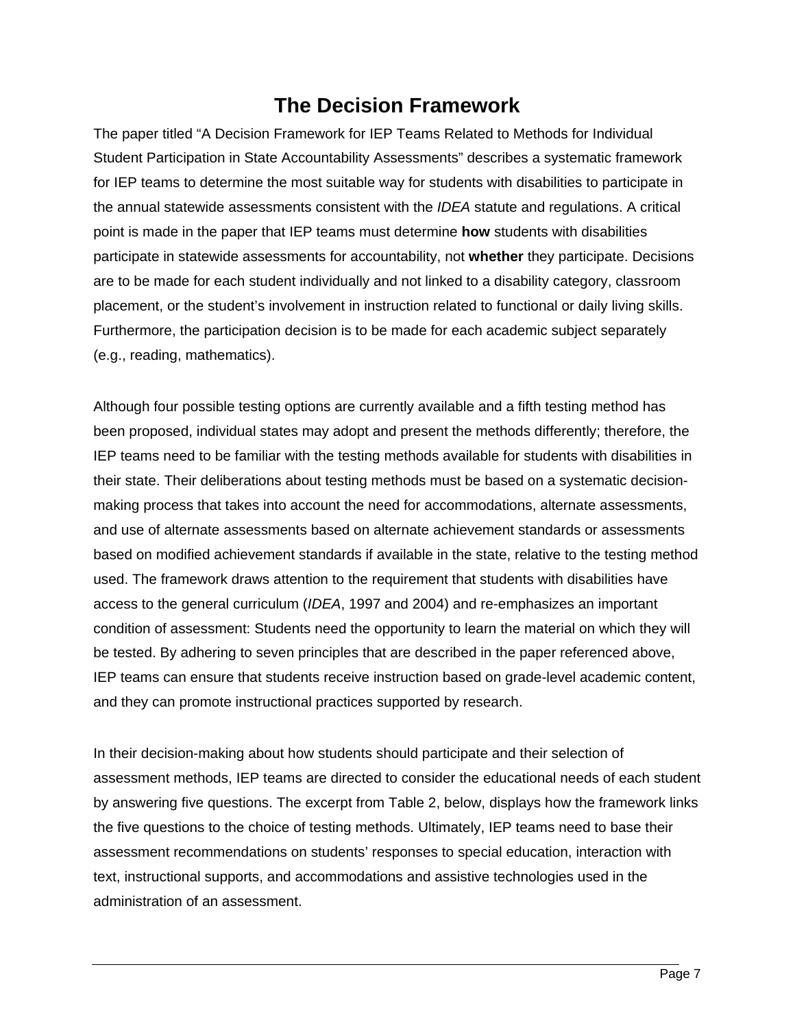# The Decision Framework

The paper titled "A Decision Framework for IEP Teams Related to Methods for Individual Student Participation in State Accountability Assessments" describes a systematic framework for IEP teams to determine the most suitable way for students with disabilities to participate in the annual statewide assessments consistent with the *IDEA* statute and regulations. A critical point is made in the paper that IEP teams must determine **how** students with disabilities participate in statewide assessments for accountability, not **whether** they participate. Decisions are to be made for each student individually and not linked to a disability category, classroom placement, or the student's involvement in instruction related to functional or daily living skills. Furthermore, the participation decision is to be made for each academic subject separately (e.g., reading, mathematics).

Although four possible testing options are currently available and a fifth testing method has been proposed, individual states may adopt and present the methods differently; therefore, the IEP teams need to be familiar with the testing methods available for students with disabilities in their state. Their deliberations about testing methods must be based on a systematic decision-making process that takes into account the need for accommodations, alternate assessments, and use of alternate assessments based on alternate achievement standards or assessments based on modified achievement standards if available in the state, relative to the testing method used. The framework draws attention to the requirement that students with disabilities have access to the general curriculum (*IDEA*, 1997 and 2004) and re-emphasizes an important condition of assessment: Students need the opportunity to learn the material on which they will be tested. By adhering to seven principles that are described in the paper referenced above, IEP teams can ensure that students receive instruction based on grade-level academic content, and they can promote instructional practices supported by research.

In their decision-making about how students should participate and their selection of assessment methods, IEP teams are directed to consider the educational needs of each student by answering five questions. The excerpt from Table 2, below, displays how the framework links the five questions to the choice of testing methods. Ultimately, IEP teams need to base their assessment recommendations on students' responses to special education, interaction with text, instructional supports, and accommodations and assistive technologies used in the administration of an assessment.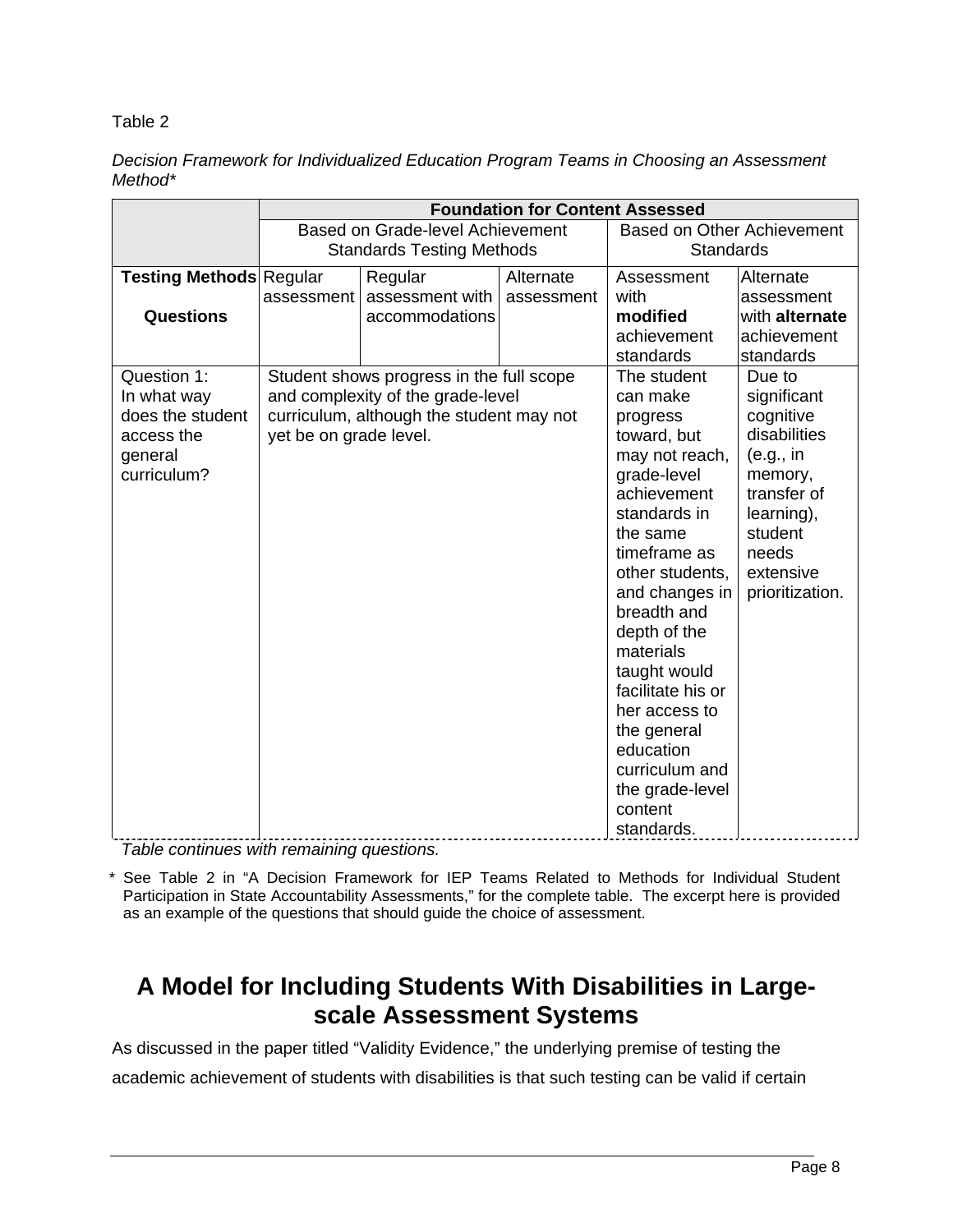Table 2

*Decision Framework for Individualized Education Program Teams in Choosing an Assessment Method**

| | **Foundation for Content Assessed** | | | | |
|---|---|---|---|---|---|
| | Based on Grade-level Achievement Standards Testing Methods | | | Based on Other Achievement Standards | |
| **Testing Methods** / **Questions** | Regular assessment | Regular assessment with accommodations | Alternate assessment | Assessment with **modified** achievement standards | Alternate assessment with **alternate** achievement standards |
| Question 1: In what way does the student access the general curriculum? | Student shows progress in the full scope and complexity of the grade-level curriculum, although the student may not yet be on grade level. | | | The student can make progress toward, but may not reach, grade-level achievement standards in the same timeframe as other students, and changes in breadth and depth of the materials taught would facilitate his or her access to the general education curriculum and the grade-level content standards. | Due to significant cognitive disabilities (e.g., in memory, transfer of learning), student needs extensive prioritization. |

*Table continues with remaining questions.*

\* See Table 2 in "A Decision Framework for IEP Teams Related to Methods for Individual Student Participation in State Accountability Assessments," for the complete table. The excerpt here is provided as an example of the questions that should guide the choice of assessment.

## A Model for Including Students With Disabilities in Large-scale Assessment Systems

As discussed in the paper titled "Validity Evidence," the underlying premise of testing the academic achievement of students with disabilities is that such testing can be valid if certain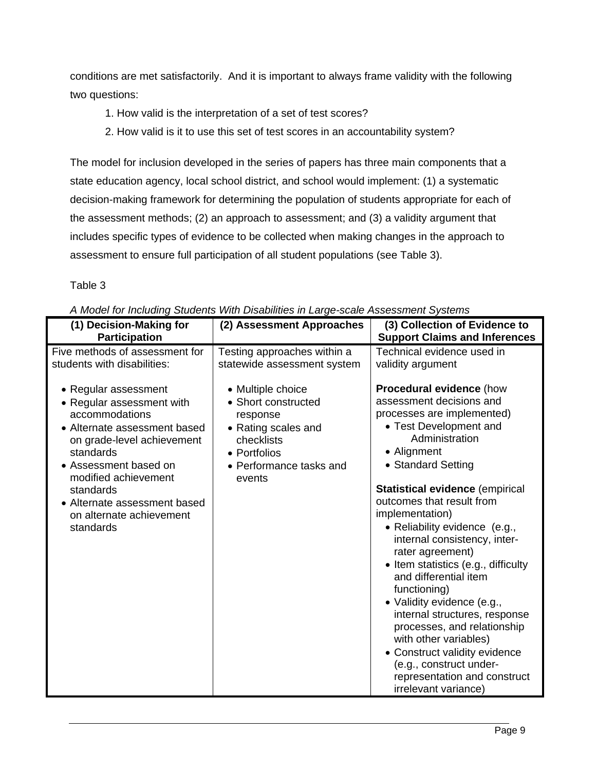conditions are met satisfactorily. And it is important to always frame validity with the following two questions:

1. How valid is the interpretation of a set of test scores?
2. How valid is it to use this set of test scores in an accountability system?

The model for inclusion developed in the series of papers has three main components that a state education agency, local school district, and school would implement: (1) a systematic decision-making framework for determining the population of students appropriate for each of the assessment methods; (2) an approach to assessment; and (3) a validity argument that includes specific types of evidence to be collected when making changes in the approach to assessment to ensure full participation of all student populations (see Table 3).

Table 3

*A Model for Including Students With Disabilities in Large-scale Assessment Systems*

| (1) Decision-Making for Participation | (2) Assessment Approaches | (3) Collection of Evidence to Support Claims and Inferences |
|---|---|---|
| Five methods of assessment for students with disabilities:<br><br>• Regular assessment<br>• Regular assessment with accommodations<br>• Alternate assessment based on grade-level achievement standards<br>• Assessment based on modified achievement standards<br>• Alternate assessment based on alternate achievement standards | Testing approaches within a statewide assessment system<br><br>• Multiple choice<br>• Short constructed response<br>• Rating scales and checklists<br>• Portfolios<br>• Performance tasks and events | Technical evidence used in validity argument<br><br>**Procedural evidence** (how assessment decisions and processes are implemented)<br>• Test Development and Administration<br>• Alignment<br>• Standard Setting<br><br>**Statistical evidence** (empirical outcomes that result from implementation)<br>• Reliability evidence (e.g., internal consistency, inter-rater agreement)<br>• Item statistics (e.g., difficulty and differential item functioning)<br>• Validity evidence (e.g., internal structures, response processes, and relationship with other variables)<br>• Construct validity evidence (e.g., construct under-representation and construct irrelevant variance) |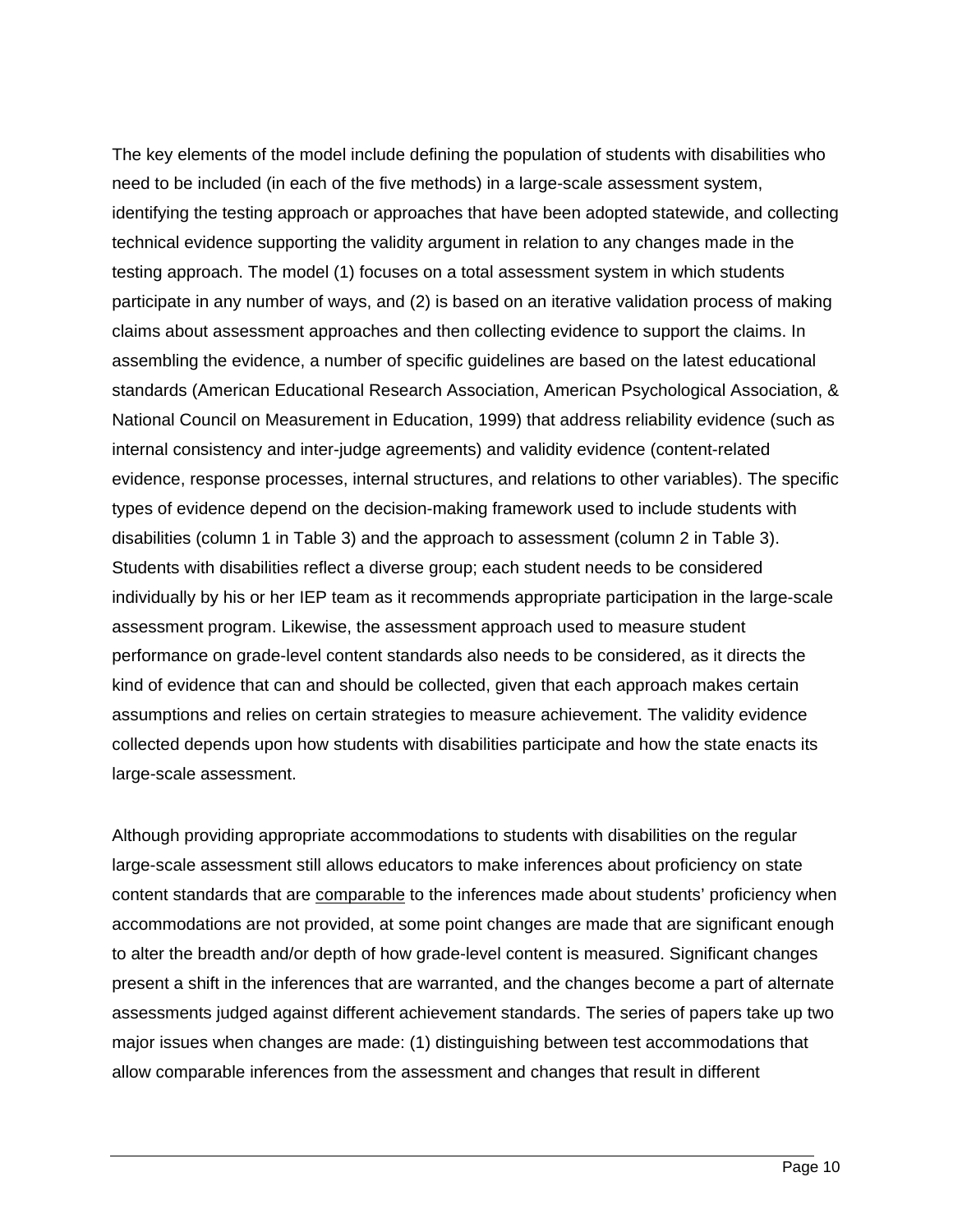The key elements of the model include defining the population of students with disabilities who need to be included (in each of the five methods) in a large-scale assessment system, identifying the testing approach or approaches that have been adopted statewide, and collecting technical evidence supporting the validity argument in relation to any changes made in the testing approach. The model (1) focuses on a total assessment system in which students participate in any number of ways, and (2) is based on an iterative validation process of making claims about assessment approaches and then collecting evidence to support the claims. In assembling the evidence, a number of specific guidelines are based on the latest educational standards (American Educational Research Association, American Psychological Association, & National Council on Measurement in Education, 1999) that address reliability evidence (such as internal consistency and inter-judge agreements) and validity evidence (content-related evidence, response processes, internal structures, and relations to other variables). The specific types of evidence depend on the decision-making framework used to include students with disabilities (column 1 in Table 3) and the approach to assessment (column 2 in Table 3). Students with disabilities reflect a diverse group; each student needs to be considered individually by his or her IEP team as it recommends appropriate participation in the large-scale assessment program. Likewise, the assessment approach used to measure student performance on grade-level content standards also needs to be considered, as it directs the kind of evidence that can and should be collected, given that each approach makes certain assumptions and relies on certain strategies to measure achievement. The validity evidence collected depends upon how students with disabilities participate and how the state enacts its large-scale assessment.

Although providing appropriate accommodations to students with disabilities on the regular large-scale assessment still allows educators to make inferences about proficiency on state content standards that are <u>comparable</u> to the inferences made about students' proficiency when accommodations are not provided, at some point changes are made that are significant enough to alter the breadth and/or depth of how grade-level content is measured. Significant changes present a shift in the inferences that are warranted, and the changes become a part of alternate assessments judged against different achievement standards. The series of papers take up two major issues when changes are made: (1) distinguishing between test accommodations that allow comparable inferences from the assessment and changes that result in different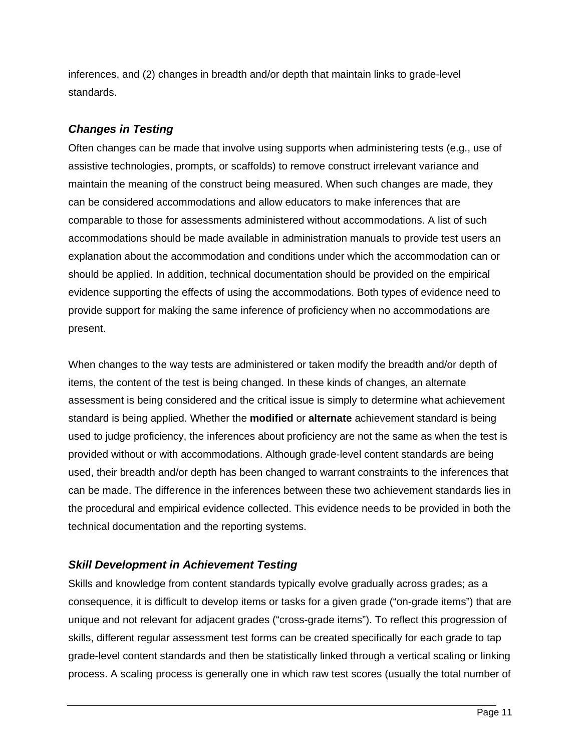inferences, and (2) changes in breadth and/or depth that maintain links to grade-level standards.

### *Changes in Testing*

Often changes can be made that involve using supports when administering tests (e.g., use of assistive technologies, prompts, or scaffolds) to remove construct irrelevant variance and maintain the meaning of the construct being measured. When such changes are made, they can be considered accommodations and allow educators to make inferences that are comparable to those for assessments administered without accommodations. A list of such accommodations should be made available in administration manuals to provide test users an explanation about the accommodation and conditions under which the accommodation can or should be applied. In addition, technical documentation should be provided on the empirical evidence supporting the effects of using the accommodations. Both types of evidence need to provide support for making the same inference of proficiency when no accommodations are present.

When changes to the way tests are administered or taken modify the breadth and/or depth of items, the content of the test is being changed. In these kinds of changes, an alternate assessment is being considered and the critical issue is simply to determine what achievement standard is being applied. Whether the **modified** or **alternate** achievement standard is being used to judge proficiency, the inferences about proficiency are not the same as when the test is provided without or with accommodations. Although grade-level content standards are being used, their breadth and/or depth has been changed to warrant constraints to the inferences that can be made. The difference in the inferences between these two achievement standards lies in the procedural and empirical evidence collected. This evidence needs to be provided in both the technical documentation and the reporting systems.

### *Skill Development in Achievement Testing*

Skills and knowledge from content standards typically evolve gradually across grades; as a consequence, it is difficult to develop items or tasks for a given grade ("on-grade items") that are unique and not relevant for adjacent grades ("cross-grade items"). To reflect this progression of skills, different regular assessment test forms can be created specifically for each grade to tap grade-level content standards and then be statistically linked through a vertical scaling or linking process. A scaling process is generally one in which raw test scores (usually the total number of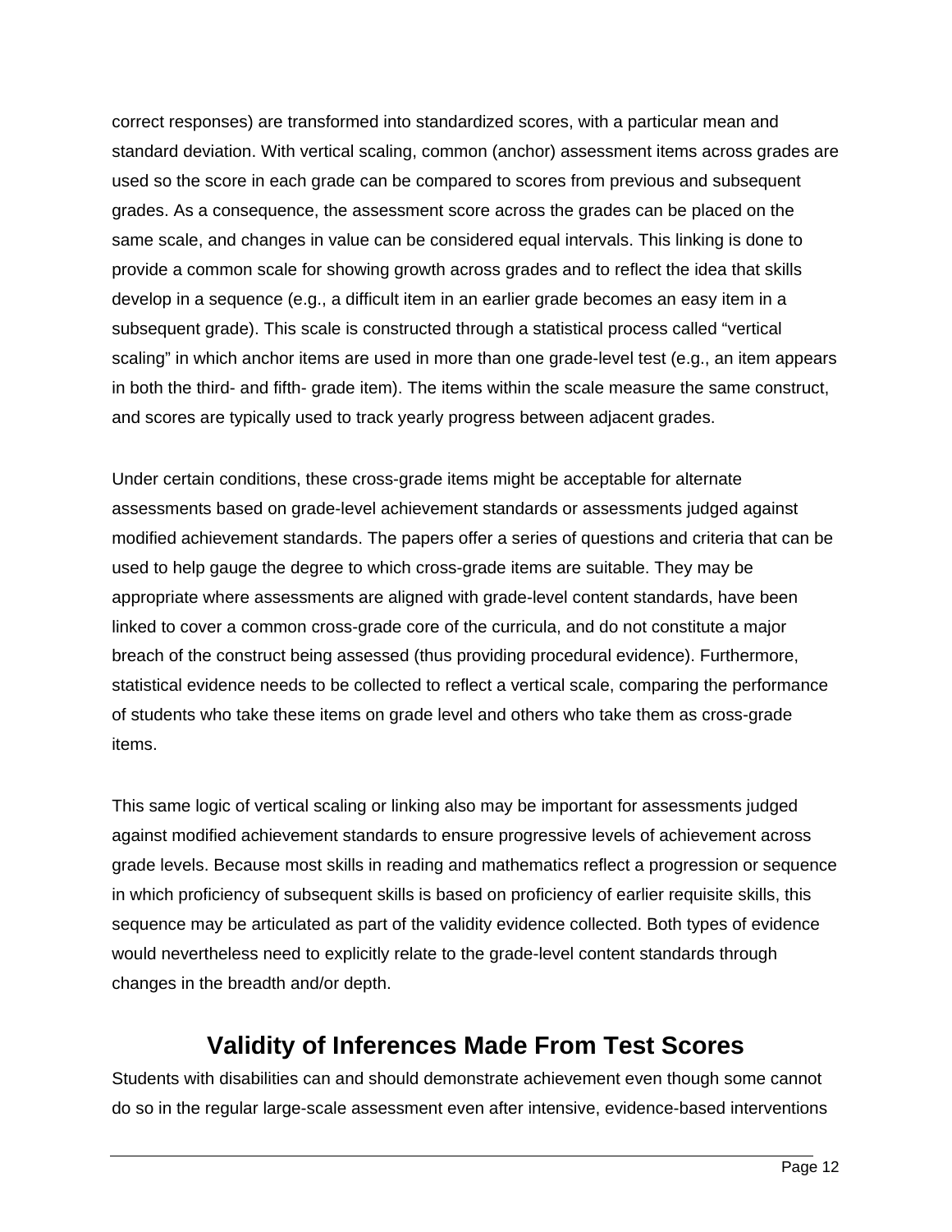correct responses) are transformed into standardized scores, with a particular mean and standard deviation. With vertical scaling, common (anchor) assessment items across grades are used so the score in each grade can be compared to scores from previous and subsequent grades. As a consequence, the assessment score across the grades can be placed on the same scale, and changes in value can be considered equal intervals. This linking is done to provide a common scale for showing growth across grades and to reflect the idea that skills develop in a sequence (e.g., a difficult item in an earlier grade becomes an easy item in a subsequent grade). This scale is constructed through a statistical process called “vertical scaling” in which anchor items are used in more than one grade-level test (e.g., an item appears in both the third- and fifth- grade item). The items within the scale measure the same construct, and scores are typically used to track yearly progress between adjacent grades.

Under certain conditions, these cross-grade items might be acceptable for alternate assessments based on grade-level achievement standards or assessments judged against modified achievement standards. The papers offer a series of questions and criteria that can be used to help gauge the degree to which cross-grade items are suitable. They may be appropriate where assessments are aligned with grade-level content standards, have been linked to cover a common cross-grade core of the curricula, and do not constitute a major breach of the construct being assessed (thus providing procedural evidence). Furthermore, statistical evidence needs to be collected to reflect a vertical scale, comparing the performance of students who take these items on grade level and others who take them as cross-grade items.

This same logic of vertical scaling or linking also may be important for assessments judged against modified achievement standards to ensure progressive levels of achievement across grade levels. Because most skills in reading and mathematics reflect a progression or sequence in which proficiency of subsequent skills is based on proficiency of earlier requisite skills, this sequence may be articulated as part of the validity evidence collected. Both types of evidence would nevertheless need to explicitly relate to the grade-level content standards through changes in the breadth and/or depth.

## Validity of Inferences Made From Test Scores

Students with disabilities can and should demonstrate achievement even though some cannot do so in the regular large-scale assessment even after intensive, evidence-based interventions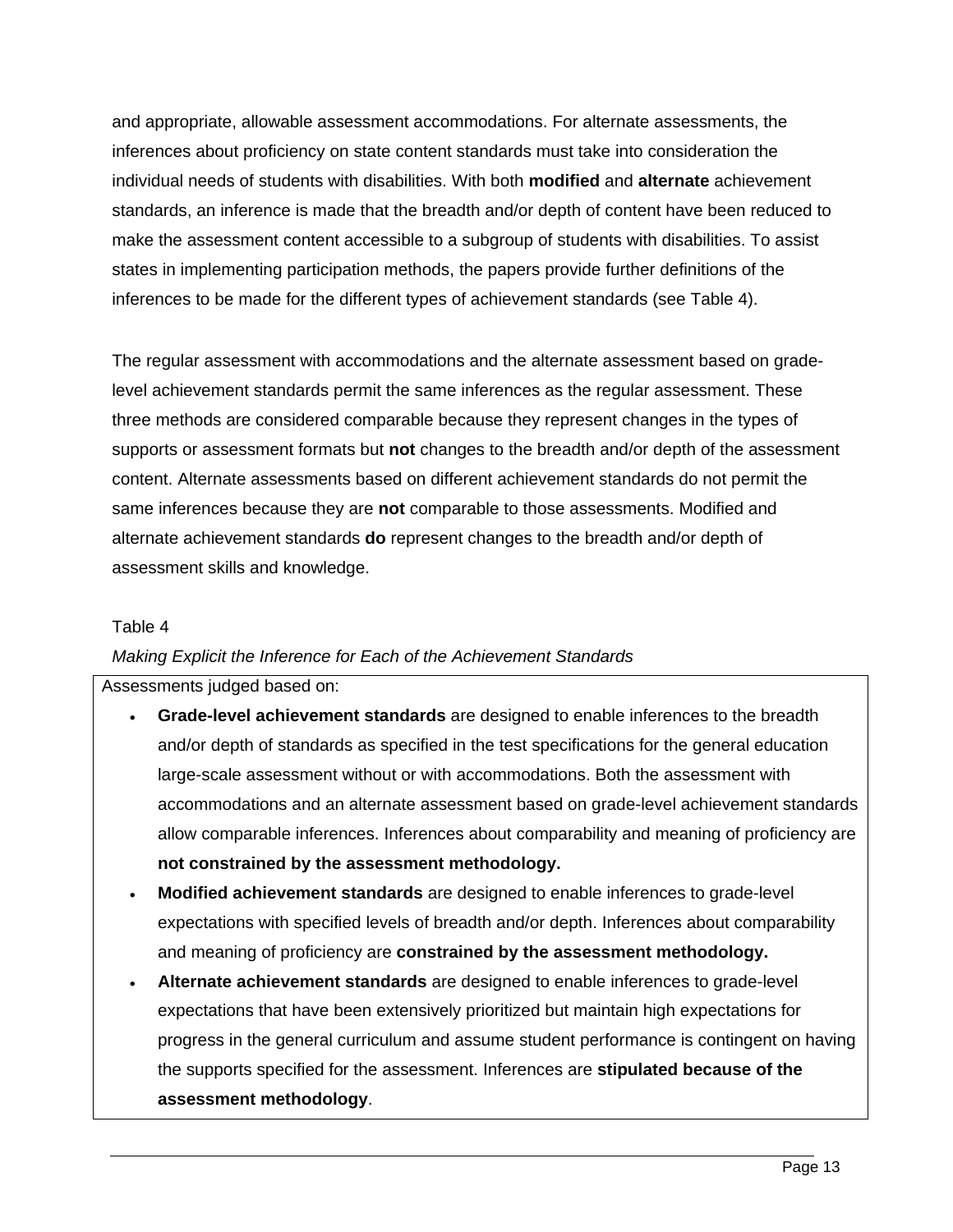and appropriate, allowable assessment accommodations. For alternate assessments, the inferences about proficiency on state content standards must take into consideration the individual needs of students with disabilities. With both **modified** and **alternate** achievement standards, an inference is made that the breadth and/or depth of content have been reduced to make the assessment content accessible to a subgroup of students with disabilities. To assist states in implementing participation methods, the papers provide further definitions of the inferences to be made for the different types of achievement standards (see Table 4).

The regular assessment with accommodations and the alternate assessment based on grade-level achievement standards permit the same inferences as the regular assessment. These three methods are considered comparable because they represent changes in the types of supports or assessment formats but **not** changes to the breadth and/or depth of the assessment content. Alternate assessments based on different achievement standards do not permit the same inferences because they are **not** comparable to those assessments. Modified and alternate achievement standards **do** represent changes to the breadth and/or depth of assessment skills and knowledge.

Table 4

*Making Explicit the Inference for Each of the Achievement Standards*

Assessments judged based on:

- **Grade-level achievement standards** are designed to enable inferences to the breadth and/or depth of standards as specified in the test specifications for the general education large-scale assessment without or with accommodations. Both the assessment with accommodations and an alternate assessment based on grade-level achievement standards allow comparable inferences. Inferences about comparability and meaning of proficiency are **not constrained by the assessment methodology.**
- **Modified achievement standards** are designed to enable inferences to grade-level expectations with specified levels of breadth and/or depth. Inferences about comparability and meaning of proficiency are **constrained by the assessment methodology.**
- **Alternate achievement standards** are designed to enable inferences to grade-level expectations that have been extensively prioritized but maintain high expectations for progress in the general curriculum and assume student performance is contingent on having the supports specified for the assessment. Inferences are **stipulated because of the assessment methodology**.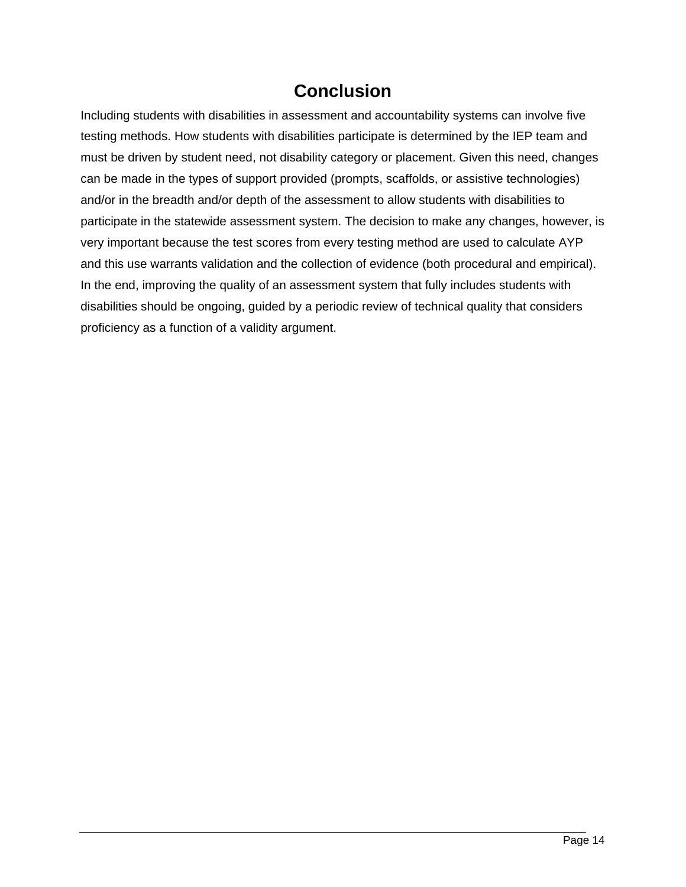## Conclusion

Including students with disabilities in assessment and accountability systems can involve five testing methods. How students with disabilities participate is determined by the IEP team and must be driven by student need, not disability category or placement. Given this need, changes can be made in the types of support provided (prompts, scaffolds, or assistive technologies) and/or in the breadth and/or depth of the assessment to allow students with disabilities to participate in the statewide assessment system. The decision to make any changes, however, is very important because the test scores from every testing method are used to calculate AYP and this use warrants validation and the collection of evidence (both procedural and empirical). In the end, improving the quality of an assessment system that fully includes students with disabilities should be ongoing, guided by a periodic review of technical quality that considers proficiency as a function of a validity argument.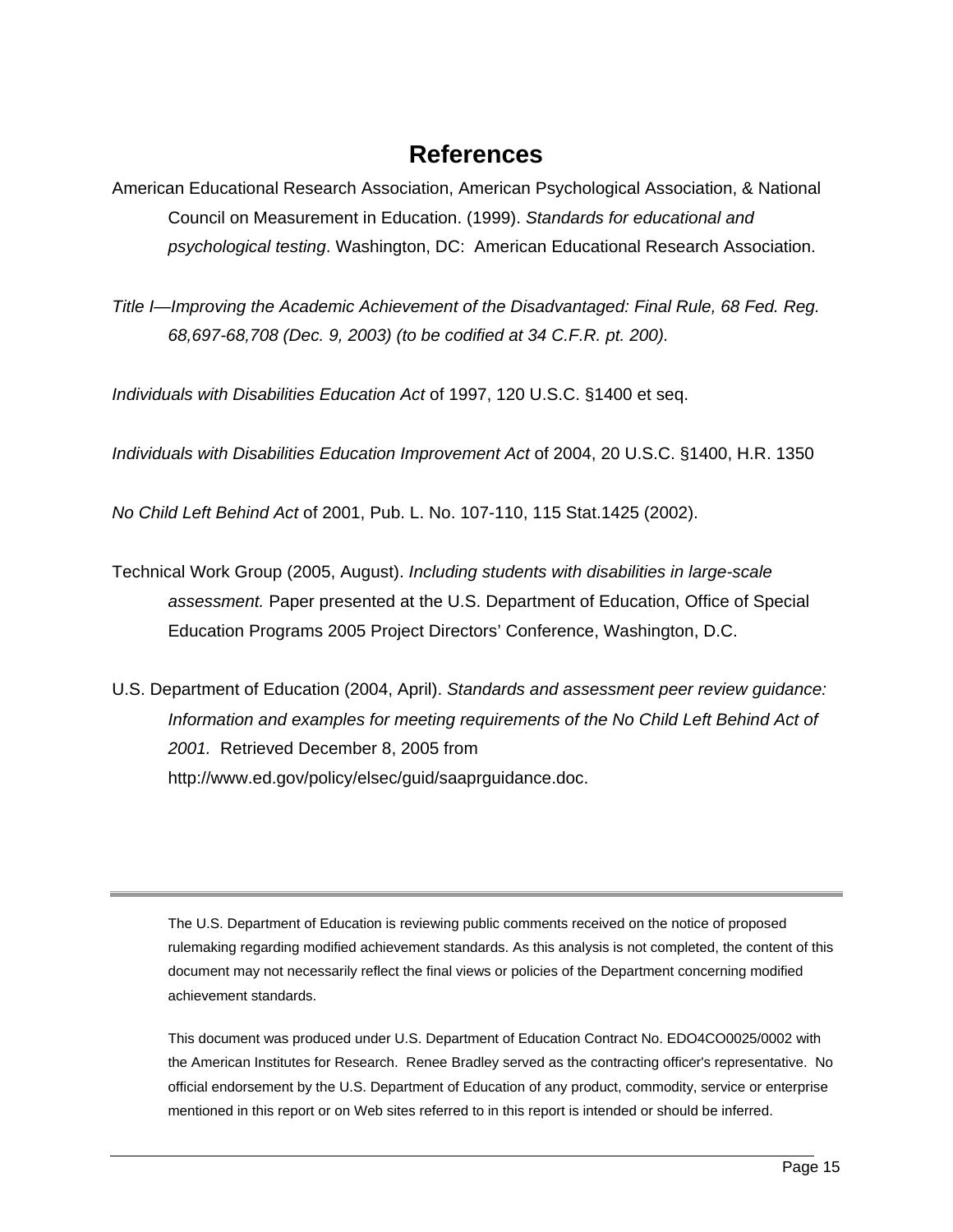# References

American Educational Research Association, American Psychological Association, & National Council on Measurement in Education. (1999). *Standards for educational and psychological testing*. Washington, DC: American Educational Research Association.

*Title I—Improving the Academic Achievement of the Disadvantaged: Final Rule, 68 Fed. Reg. 68,697-68,708 (Dec. 9, 2003) (to be codified at 34 C.F.R. pt. 200).*

*Individuals with Disabilities Education Act* of 1997, 120 U.S.C. §1400 et seq.

*Individuals with Disabilities Education Improvement Act* of 2004, 20 U.S.C. §1400, H.R. 1350

*No Child Left Behind Act* of 2001, Pub. L. No. 107-110, 115 Stat.1425 (2002).

Technical Work Group (2005, August). *Including students with disabilities in large-scale assessment.* Paper presented at the U.S. Department of Education, Office of Special Education Programs 2005 Project Directors' Conference, Washington, D.C.

U.S. Department of Education (2004, April). *Standards and assessment peer review guidance: Information and examples for meeting requirements of the No Child Left Behind Act of 2001.* Retrieved December 8, 2005 from http://www.ed.gov/policy/elsec/guid/saaprguidance.doc.

---

The U.S. Department of Education is reviewing public comments received on the notice of proposed rulemaking regarding modified achievement standards. As this analysis is not completed, the content of this document may not necessarily reflect the final views or policies of the Department concerning modified achievement standards.

This document was produced under U.S. Department of Education Contract No. EDO4CO0025/0002 with the American Institutes for Research. Renee Bradley served as the contracting officer's representative. No official endorsement by the U.S. Department of Education of any product, commodity, service or enterprise mentioned in this report or on Web sites referred to in this report is intended or should be inferred.